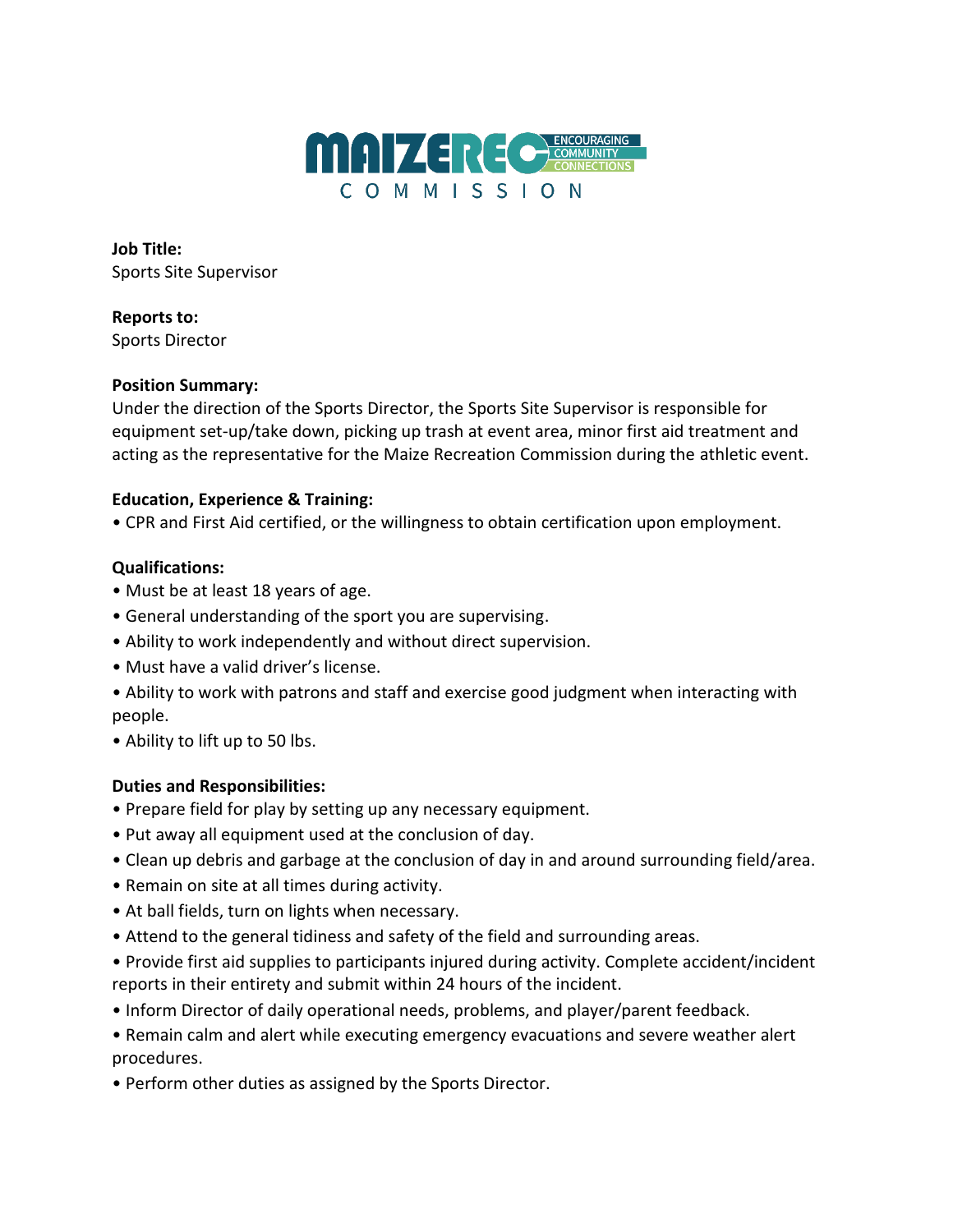MAIZEREC COMMISSION

ENCOURAGING COMMUNITY CONNECTIONS

**Job Title:**
Sports Site Supervisor

**Reports to:**
Sports Director

**Position Summary:**
Under the direction of the Sports Director, the Sports Site Supervisor is responsible for equipment set-up/take down, picking up trash at event area, minor first aid treatment and acting as the representative for the Maize Recreation Commission during the athletic event.

**Education, Experience & Training:**
- CPR and First Aid certified, or the willingness to obtain certification upon employment.

**Qualifications:**
- Must be at least 18 years of age.
- General understanding of the sport you are supervising.
- Ability to work independently and without direct supervision.
- Must have a valid driver's license.
- Ability to work with patrons and staff and exercise good judgment when interacting with people.
- Ability to lift up to 50 lbs.

**Duties and Responsibilities:**
- Prepare field for play by setting up any necessary equipment.
- Put away all equipment used at the conclusion of day.
- Clean up debris and garbage at the conclusion of day in and around surrounding field/area.
- Remain on site at all times during activity.
- At ball fields, turn on lights when necessary.
- Attend to the general tidiness and safety of the field and surrounding areas.
- Provide first aid supplies to participants injured during activity. Complete accident/incident reports in their entirety and submit within 24 hours of the incident.
- Inform Director of daily operational needs, problems, and player/parent feedback.
- Remain calm and alert while executing emergency evacuations and severe weather alert procedures.
- Perform other duties as assigned by the Sports Director.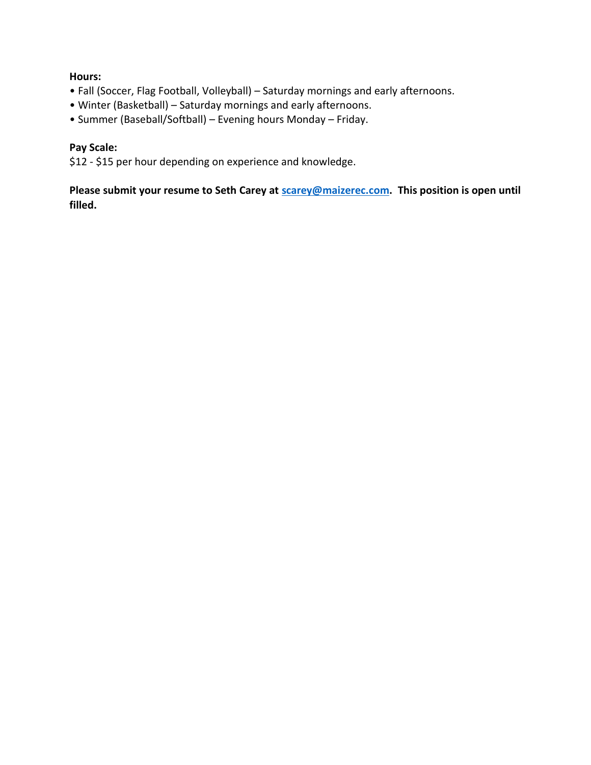**Hours:**

- Fall (Soccer, Flag Football, Volleyball) – Saturday mornings and early afternoons.
- Winter (Basketball) – Saturday mornings and early afternoons.
- Summer (Baseball/Softball) – Evening hours Monday – Friday.

**Pay Scale:**

$12 - $15 per hour depending on experience and knowledge.

**Please submit your resume to Seth Carey at [scarey@maizerec.com](mailto:scarey@maizerec.com). This position is open until filled.**